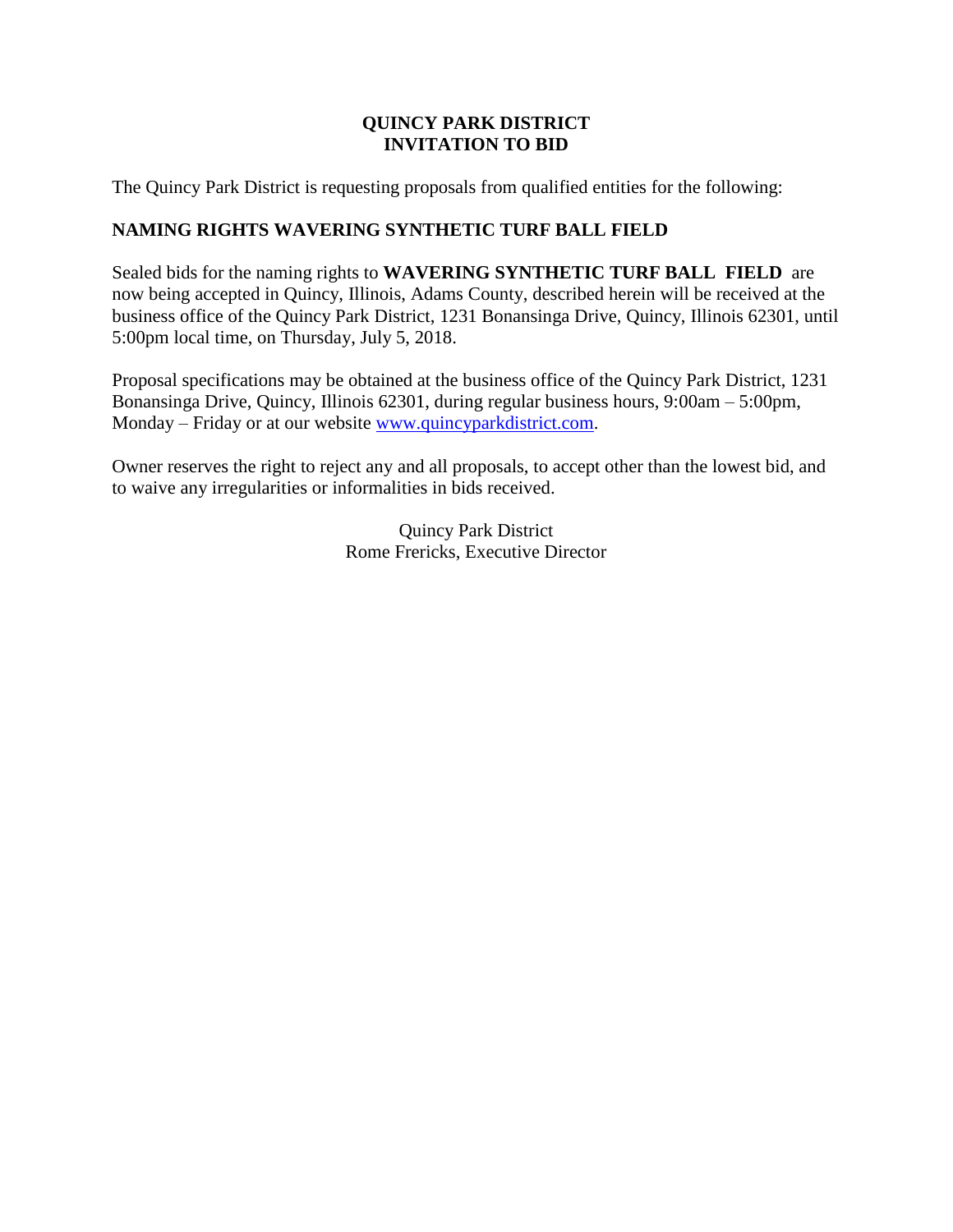# QUINCY PARK DISTRICT
# INVITATION TO BID

The Quincy Park District is requesting proposals from qualified entities for the following:

**NAMING RIGHTS WAVERING SYNTHETIC TURF BALL FIELD**

Sealed bids for the naming rights to **WAVERING SYNTHETIC TURF BALL FIELD** are now being accepted in Quincy, Illinois, Adams County, described herein will be received at the business office of the Quincy Park District, 1231 Bonansinga Drive, Quincy, Illinois 62301, until 5:00pm local time, on Thursday, July 5, 2018.

Proposal specifications may be obtained at the business office of the Quincy Park District, 1231 Bonansinga Drive, Quincy, Illinois 62301, during regular business hours, 9:00am – 5:00pm, Monday – Friday or at our website www.quincyparkdistrict.com.

Owner reserves the right to reject any and all proposals, to accept other than the lowest bid, and to waive any irregularities or informalities in bids received.

Quincy Park District
Rome Frericks, Executive Director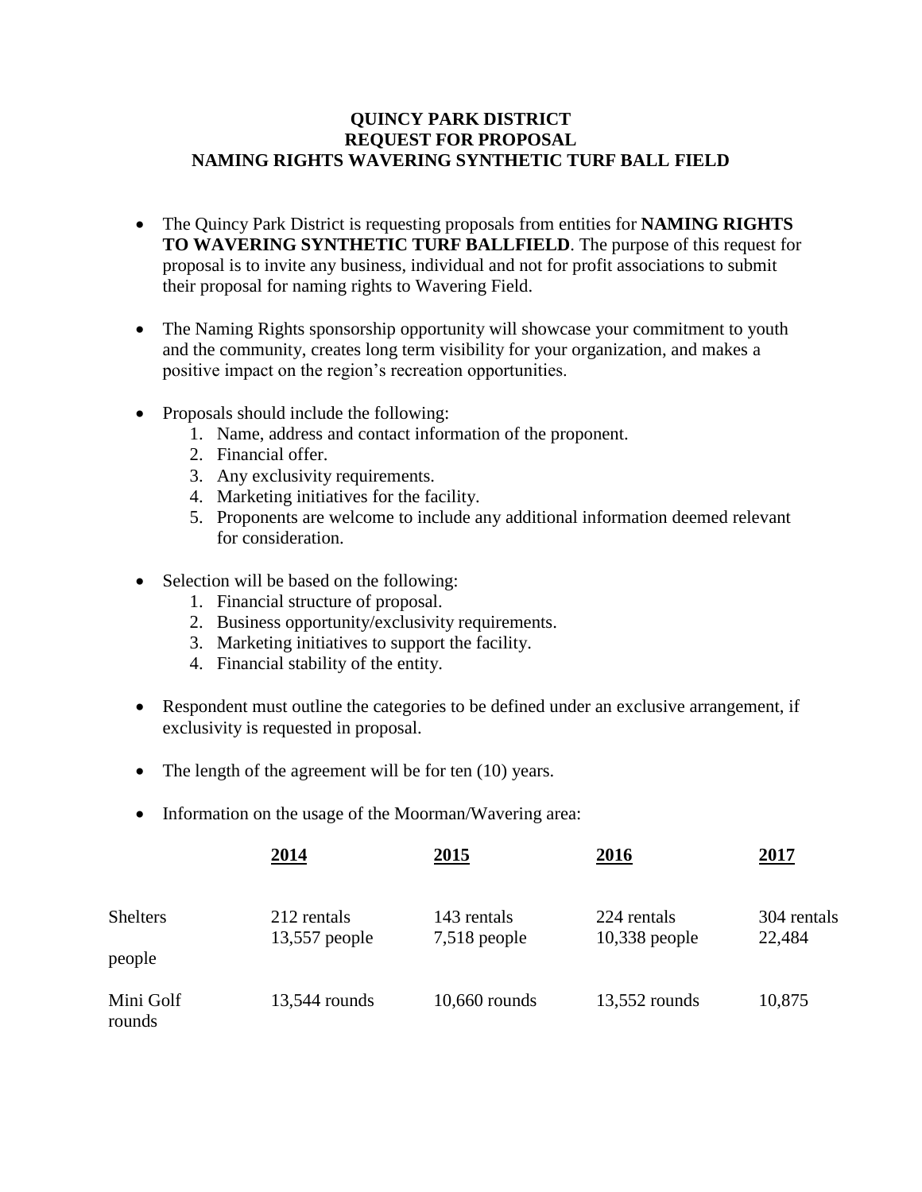**QUINCY PARK DISTRICT**
**REQUEST FOR PROPOSAL**
**NAMING RIGHTS WAVERING SYNTHETIC TURF BALL FIELD**

- The Quincy Park District is requesting proposals from entities for **NAMING RIGHTS TO WAVERING SYNTHETIC TURF BALLFIELD**. The purpose of this request for proposal is to invite any business, individual and not for profit associations to submit their proposal for naming rights to Wavering Field.

- The Naming Rights sponsorship opportunity will showcase your commitment to youth and the community, creates long term visibility for your organization, and makes a positive impact on the region's recreation opportunities.

- Proposals should include the following:
  1. Name, address and contact information of the proponent.
  2. Financial offer.
  3. Any exclusivity requirements.
  4. Marketing initiatives for the facility.
  5. Proponents are welcome to include any additional information deemed relevant for consideration.

- Selection will be based on the following:
  1. Financial structure of proposal.
  2. Business opportunity/exclusivity requirements.
  3. Marketing initiatives to support the facility.
  4. Financial stability of the entity.

- Respondent must outline the categories to be defined under an exclusive arrangement, if exclusivity is requested in proposal.

- The length of the agreement will be for ten (10) years.

- Information on the usage of the Moorman/Wavering area:

| | 2014 | 2015 | 2016 | 2017 |
|---|---|---|---|---|
| Shelters people | 212 rentals 13,557 people | 143 rentals 7,518 people | 224 rentals 10,338 people | 304 rentals 22,484 |
| Mini Golf rounds | 13,544 rounds | 10,660 rounds | 13,552 rounds | 10,875 |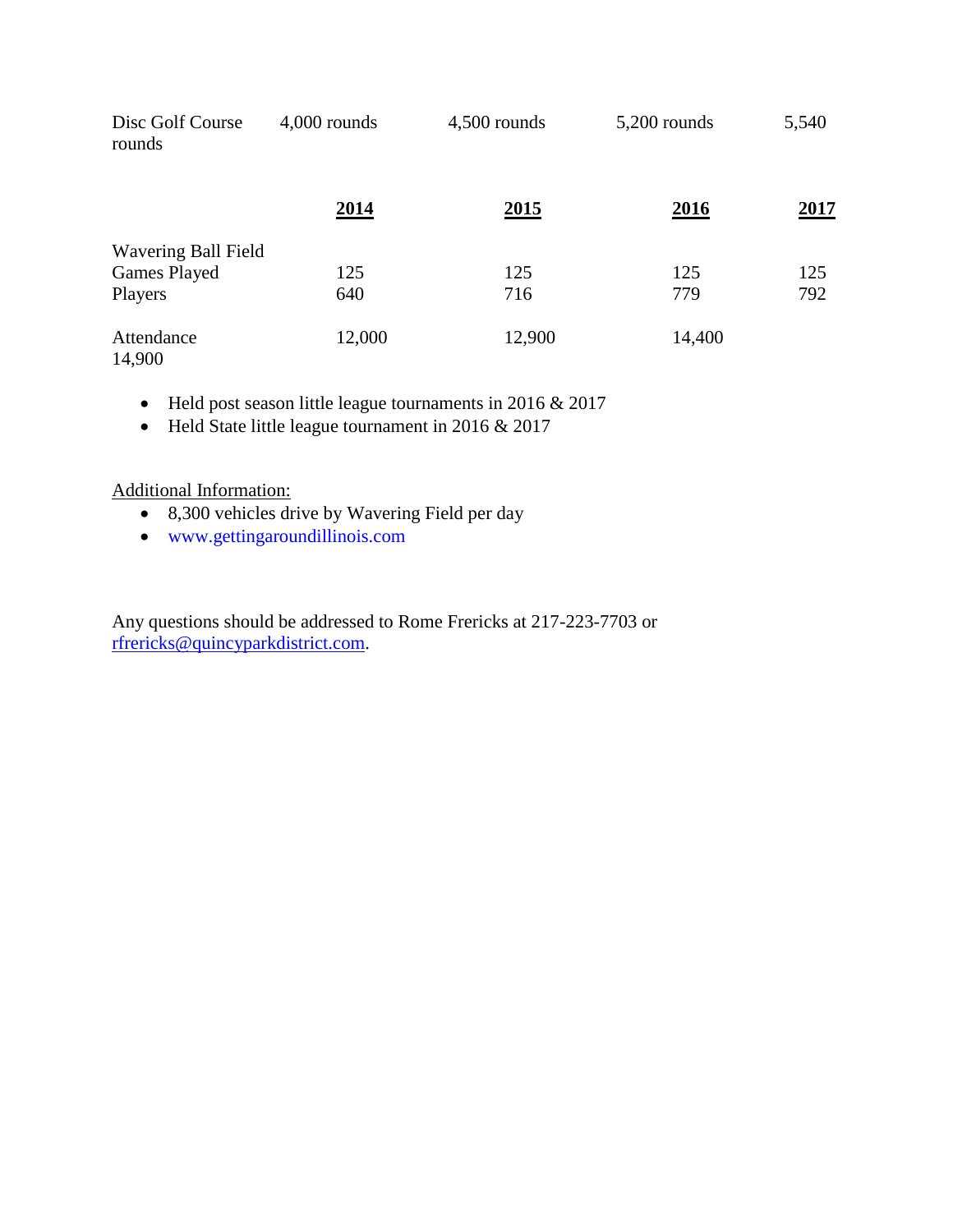| | 2014 | 2015 | 2016 | 2017 |
|---|---|---|---|---|
| Disc Golf Course rounds | 4,000 rounds | 4,500 rounds | 5,200 rounds | 5,540 rounds |
| Wavering Ball Field | | | | |
| Games Played | 125 | 125 | 125 | 125 |
| Players | 640 | 716 | 779 | 792 |
| Attendance | 12,000 | 12,900 | 14,400 | 14,900 |

- Held post season little league tournaments in 2016 & 2017
- Held State little league tournament in 2016 & 2017

Additional Information:

- 8,300 vehicles drive by Wavering Field per day
- www.gettingaroundillinois.com

Any questions should be addressed to Rome Frericks at 217-223-7703 or rfrericks@quincyparkdistrict.com.